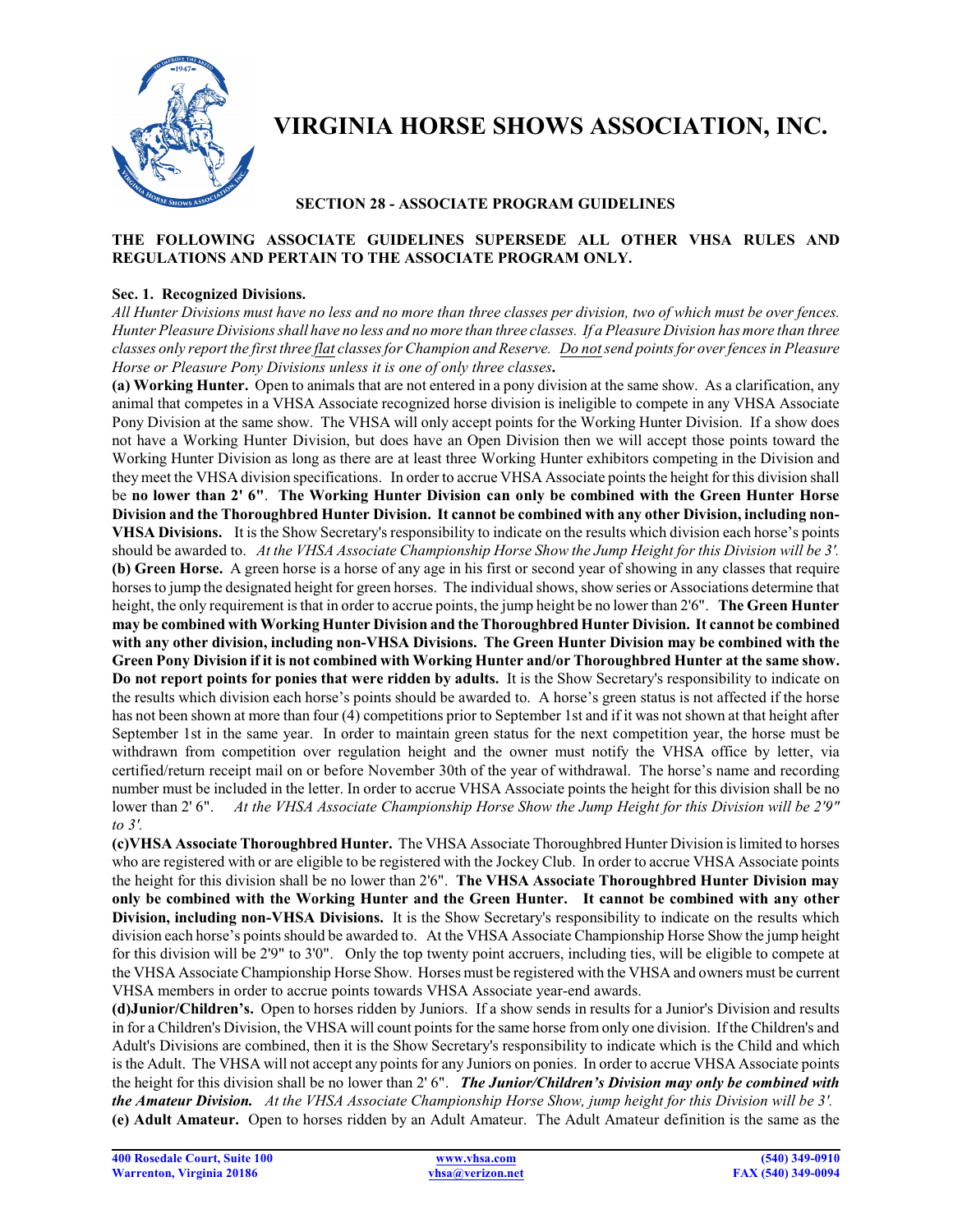# VIRGINIA HORSE SHOWS ASSOCIATION, INC.

## SECTION 28 - ASSOCIATE PROGRAM GUIDELINES

**THE FOLLOWING ASSOCIATE GUIDELINES SUPERSEDE ALL OTHER VHSA RULES AND REGULATIONS AND PERTAIN TO THE ASSOCIATE PROGRAM ONLY.**

**Sec. 1. Recognized Divisions.**

*All Hunter Divisions must have no less and no more than three classes per division, two of which must be over fences. Hunter Pleasure Divisions shall have no less and no more than three classes. If a Pleasure Division has more than three classes only report the first three flat classes for Champion and Reserve. Do not send points for over fences in Pleasure Horse or Pleasure Pony Divisions unless it is one of only three classes***.**

**(a) Working Hunter.** Open to animals that are not entered in a pony division at the same show. As a clarification, any animal that competes in a VHSA Associate recognized horse division is ineligible to compete in any VHSA Associate Pony Division at the same show. The VHSA will only accept points for the Working Hunter Division. If a show does not have a Working Hunter Division, but does have an Open Division then we will accept those points toward the Working Hunter Division as long as there are at least three Working Hunter exhibitors competing in the Division and they meet the VHSA division specifications. In order to accrue VHSA Associate points the height for this division shall be **no lower than 2' 6"**. **The Working Hunter Division can only be combined with the Green Hunter Horse Division and the Thoroughbred Hunter Division. It cannot be combined with any other Division, including non-VHSA Divisions.** It is the Show Secretary's responsibility to indicate on the results which division each horse's points should be awarded to. *At the VHSA Associate Championship Horse Show the Jump Height for this Division will be 3'.*

**(b) Green Horse.** A green horse is a horse of any age in his first or second year of showing in any classes that require horses to jump the designated height for green horses. The individual shows, show series or Associations determine that height, the only requirement is that in order to accrue points, the jump height be no lower than 2'6". **The Green Hunter may be combined with Working Hunter Division and the Thoroughbred Hunter Division. It cannot be combined with any other division, including non-VHSA Divisions. The Green Hunter Division may be combined with the Green Pony Division if it is not combined with Working Hunter and/or Thoroughbred Hunter at the same show. Do not report points for ponies that were ridden by adults.** It is the Show Secretary's responsibility to indicate on the results which division each horse's points should be awarded to. A horse's green status is not affected if the horse has not been shown at more than four (4) competitions prior to September 1st and if it was not shown at that height after September 1st in the same year. In order to maintain green status for the next competition year, the horse must be withdrawn from competition over regulation height and the owner must notify the VHSA office by letter, via certified/return receipt mail on or before November 30th of the year of withdrawal. The horse's name and recording number must be included in the letter. In order to accrue VHSA Associate points the height for this division shall be no lower than 2' 6". *At the VHSA Associate Championship Horse Show the Jump Height for this Division will be 2'9" to 3'.*

**(c)VHSA Associate Thoroughbred Hunter.** The VHSA Associate Thoroughbred Hunter Division is limited to horses who are registered with or are eligible to be registered with the Jockey Club. In order to accrue VHSA Associate points the height for this division shall be no lower than 2'6". **The VHSA Associate Thoroughbred Hunter Division may only be combined with the Working Hunter and the Green Hunter. It cannot be combined with any other Division, including non-VHSA Divisions.** It is the Show Secretary's responsibility to indicate on the results which division each horse's points should be awarded to. At the VHSA Associate Championship Horse Show the jump height for this division will be 2'9" to 3'0". Only the top twenty point accruers, including ties, will be eligible to compete at the VHSA Associate Championship Horse Show. Horses must be registered with the VHSA and owners must be current VHSA members in order to accrue points towards VHSA Associate year-end awards.

**(d)Junior/Children's.** Open to horses ridden by Juniors. If a show sends in results for a Junior's Division and results in for a Children's Division, the VHSA will count points for the same horse from only one division. If the Children's and Adult's Divisions are combined, then it is the Show Secretary's responsibility to indicate which is the Child and which is the Adult. The VHSA will not accept any points for any Juniors on ponies. In order to accrue VHSA Associate points the height for this division shall be no lower than 2' 6". ***The Junior/Children's Division may only be combined with the Amateur Division.*** *At the VHSA Associate Championship Horse Show, jump height for this Division will be 3'.*

**(e) Adult Amateur.** Open to horses ridden by an Adult Amateur. The Adult Amateur definition is the same as the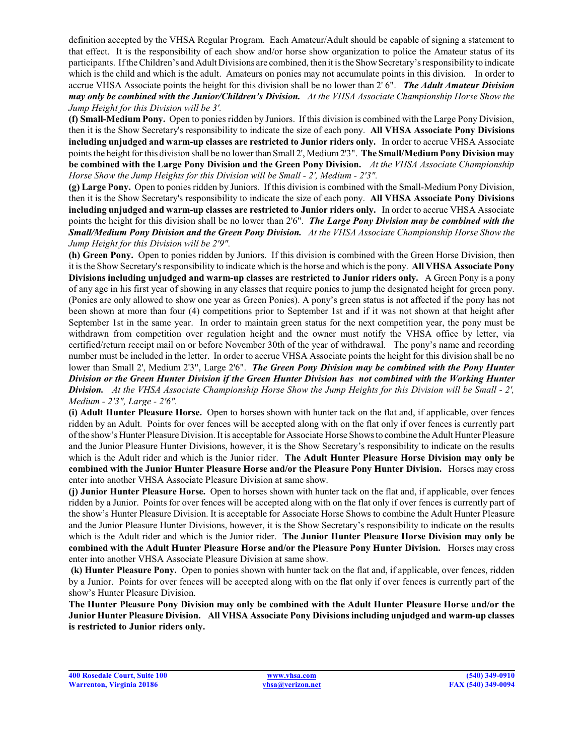definition accepted by the VHSA Regular Program. Each Amateur/Adult should be capable of signing a statement to that effect. It is the responsibility of each show and/or horse show organization to police the Amateur status of its participants. If the Children's and Adult Divisions are combined, then it is the Show Secretary's responsibility to indicate which is the child and which is the adult. Amateurs on ponies may not accumulate points in this division. In order to accrue VHSA Associate points the height for this division shall be no lower than 2' 6". ***The Adult Amateur Division may only be combined with the Junior/Children's Division.*** *At the VHSA Associate Championship Horse Show the Jump Height for this Division will be 3'.*

**(f) Small-Medium Pony.** Open to ponies ridden by Juniors. If this division is combined with the Large Pony Division, then it is the Show Secretary's responsibility to indicate the size of each pony. **All VHSA Associate Pony Divisions including unjudged and warm-up classes are restricted to Junior riders only.** In order to accrue VHSA Associate points the height for this division shall be no lower than Small 2', Medium 2'3". **The Small/Medium Pony Division may be combined with the Large Pony Division and the Green Pony Division.** *At the VHSA Associate Championship Horse Show the Jump Heights for this Division will be Small - 2', Medium - 2'3".*

**(g) Large Pony.** Open to ponies ridden by Juniors. If this division is combined with the Small-Medium Pony Division, then it is the Show Secretary's responsibility to indicate the size of each pony. **All VHSA Associate Pony Divisions including unjudged and warm-up classes are restricted to Junior riders only.** In order to accrue VHSA Associate points the height for this division shall be no lower than 2'6". ***The Large Pony Division may be combined with the Small/Medium Pony Division and the Green Pony Division.*** *At the VHSA Associate Championship Horse Show the Jump Height for this Division will be 2'9".*

**(h) Green Pony.** Open to ponies ridden by Juniors. If this division is combined with the Green Horse Division, then it is the Show Secretary's responsibility to indicate which is the horse and which is the pony. **All VHSA Associate Pony Divisions including unjudged and warm-up classes are restricted to Junior riders only.** A Green Pony is a pony of any age in his first year of showing in any classes that require ponies to jump the designated height for green pony. (Ponies are only allowed to show one year as Green Ponies). A pony's green status is not affected if the pony has not been shown at more than four (4) competitions prior to September 1st and if it was not shown at that height after September 1st in the same year. In order to maintain green status for the next competition year, the pony must be withdrawn from competition over regulation height and the owner must notify the VHSA office by letter, via certified/return receipt mail on or before November 30th of the year of withdrawal. The pony's name and recording number must be included in the letter. In order to accrue VHSA Associate points the height for this division shall be no lower than Small 2', Medium 2'3", Large 2'6". ***The Green Pony Division may be combined with the Pony Hunter Division or the Green Hunter Division if the Green Hunter Division has not combined with the Working Hunter Division.*** *At the VHSA Associate Championship Horse Show the Jump Heights for this Division will be Small - 2', Medium - 2'3", Large - 2'6".*

**(i) Adult Hunter Pleasure Horse.** Open to horses shown with hunter tack on the flat and, if applicable, over fences ridden by an Adult. Points for over fences will be accepted along with on the flat only if over fences is currently part of the show's Hunter Pleasure Division. It is acceptable for Associate Horse Shows to combine the Adult Hunter Pleasure and the Junior Pleasure Hunter Divisions, however, it is the Show Secretary's responsibility to indicate on the results which is the Adult rider and which is the Junior rider. **The Adult Hunter Pleasure Horse Division may only be combined with the Junior Hunter Pleasure Horse and/or the Pleasure Pony Hunter Division.** Horses may cross enter into another VHSA Associate Pleasure Division at same show.

**(j) Junior Hunter Pleasure Horse.** Open to horses shown with hunter tack on the flat and, if applicable, over fences ridden by a Junior. Points for over fences will be accepted along with on the flat only if over fences is currently part of the show's Hunter Pleasure Division. It is acceptable for Associate Horse Shows to combine the Adult Hunter Pleasure and the Junior Pleasure Hunter Divisions, however, it is the Show Secretary's responsibility to indicate on the results which is the Adult rider and which is the Junior rider. **The Junior Hunter Pleasure Horse Division may only be combined with the Adult Hunter Pleasure Horse and/or the Pleasure Pony Hunter Division.** Horses may cross enter into another VHSA Associate Pleasure Division at same show.

**(k) Hunter Pleasure Pony.** Open to ponies shown with hunter tack on the flat and, if applicable, over fences, ridden by a Junior. Points for over fences will be accepted along with on the flat only if over fences is currently part of the show's Hunter Pleasure Division.

**The Hunter Pleasure Pony Division may only be combined with the Adult Hunter Pleasure Horse and/or the Junior Hunter Pleasure Division. All VHSA Associate Pony Divisions including unjudged and warm-up classes is restricted to Junior riders only.**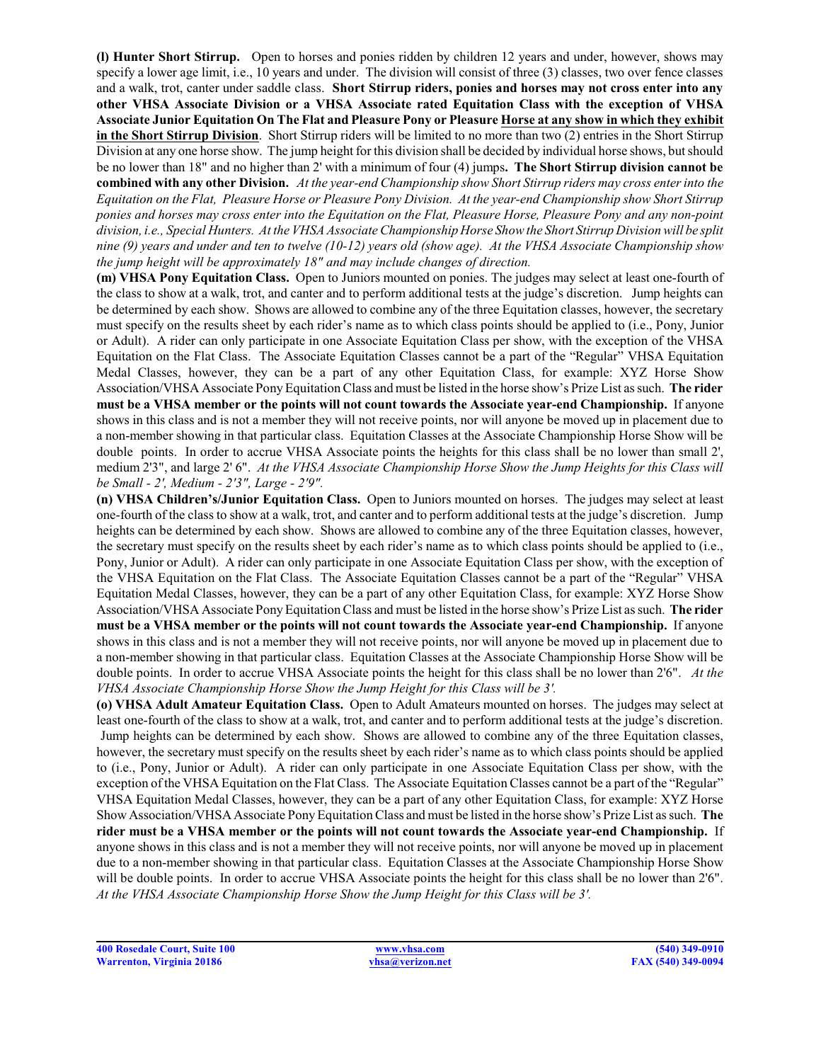**(l) Hunter Short Stirrup.** Open to horses and ponies ridden by children 12 years and under, however, shows may specify a lower age limit, i.e., 10 years and under. The division will consist of three (3) classes, two over fence classes and a walk, trot, canter under saddle class. **Short Stirrup riders, ponies and horses may not cross enter into any other VHSA Associate Division or a VHSA Associate rated Equitation Class with the exception of VHSA Associate Junior Equitation On The Flat and Pleasure Pony or Pleasure <u>Horse at any show in which they exhibit in the Short Stirrup Division</u>**. Short Stirrup riders will be limited to no more than two (2) entries in the Short Stirrup Division at any one horse show. The jump height for this division shall be decided by individual horse shows, but should be no lower than 18" and no higher than 2' with a minimum of four (4) jumps**. The Short Stirrup division cannot be combined with any other Division.** *At the year-end Championship show Short Stirrup riders may cross enter into the Equitation on the Flat, Pleasure Horse or Pleasure Pony Division. At the year-end Championship show Short Stirrup ponies and horses may cross enter into the Equitation on the Flat, Pleasure Horse, Pleasure Pony and any non-point division, i.e., Special Hunters. At the VHSA Associate Championship Horse Show the Short Stirrup Division will be split nine (9) years and under and ten to twelve (10-12) years old (show age). At the VHSA Associate Championship show the jump height will be approximately 18" and may include changes of direction.*

**(m) VHSA Pony Equitation Class.** Open to Juniors mounted on ponies. The judges may select at least one-fourth of the class to show at a walk, trot, and canter and to perform additional tests at the judge's discretion. Jump heights can be determined by each show. Shows are allowed to combine any of the three Equitation classes, however, the secretary must specify on the results sheet by each rider's name as to which class points should be applied to (i.e., Pony, Junior or Adult). A rider can only participate in one Associate Equitation Class per show, with the exception of the VHSA Equitation on the Flat Class. The Associate Equitation Classes cannot be a part of the "Regular" VHSA Equitation Medal Classes, however, they can be a part of any other Equitation Class, for example: XYZ Horse Show Association/VHSA Associate Pony Equitation Class and must be listed in the horse show's Prize List as such. **The rider must be a VHSA member or the points will not count towards the Associate year-end Championship.** If anyone shows in this class and is not a member they will not receive points, nor will anyone be moved up in placement due to a non-member showing in that particular class. Equitation Classes at the Associate Championship Horse Show will be double points. In order to accrue VHSA Associate points the heights for this class shall be no lower than small 2', medium 2'3", and large 2' 6". *At the VHSA Associate Championship Horse Show the Jump Heights for this Class will be Small - 2', Medium - 2'3", Large - 2'9".*

**(n) VHSA Children's/Junior Equitation Class.** Open to Juniors mounted on horses. The judges may select at least one-fourth of the class to show at a walk, trot, and canter and to perform additional tests at the judge's discretion. Jump heights can be determined by each show. Shows are allowed to combine any of the three Equitation classes, however, the secretary must specify on the results sheet by each rider's name as to which class points should be applied to (i.e., Pony, Junior or Adult). A rider can only participate in one Associate Equitation Class per show, with the exception of the VHSA Equitation on the Flat Class. The Associate Equitation Classes cannot be a part of the "Regular" VHSA Equitation Medal Classes, however, they can be a part of any other Equitation Class, for example: XYZ Horse Show Association/VHSA Associate Pony Equitation Class and must be listed in the horse show's Prize List as such. **The rider must be a VHSA member or the points will not count towards the Associate year-end Championship.** If anyone shows in this class and is not a member they will not receive points, nor will anyone be moved up in placement due to a non-member showing in that particular class. Equitation Classes at the Associate Championship Horse Show will be double points. In order to accrue VHSA Associate points the height for this class shall be no lower than 2'6". *At the VHSA Associate Championship Horse Show the Jump Height for this Class will be 3'.*

**(o) VHSA Adult Amateur Equitation Class.** Open to Adult Amateurs mounted on horses. The judges may select at least one-fourth of the class to show at a walk, trot, and canter and to perform additional tests at the judge's discretion. Jump heights can be determined by each show. Shows are allowed to combine any of the three Equitation classes, however, the secretary must specify on the results sheet by each rider's name as to which class points should be applied to (i.e., Pony, Junior or Adult). A rider can only participate in one Associate Equitation Class per show, with the exception of the VHSA Equitation on the Flat Class. The Associate Equitation Classes cannot be a part of the "Regular" VHSA Equitation Medal Classes, however, they can be a part of any other Equitation Class, for example: XYZ Horse Show Association/VHSA Associate Pony Equitation Class and must be listed in the horse show's Prize List as such. **The rider must be a VHSA member or the points will not count towards the Associate year-end Championship.** If anyone shows in this class and is not a member they will not receive points, nor will anyone be moved up in placement due to a non-member showing in that particular class. Equitation Classes at the Associate Championship Horse Show will be double points. In order to accrue VHSA Associate points the height for this class shall be no lower than 2'6". *At the VHSA Associate Championship Horse Show the Jump Height for this Class will be 3'.*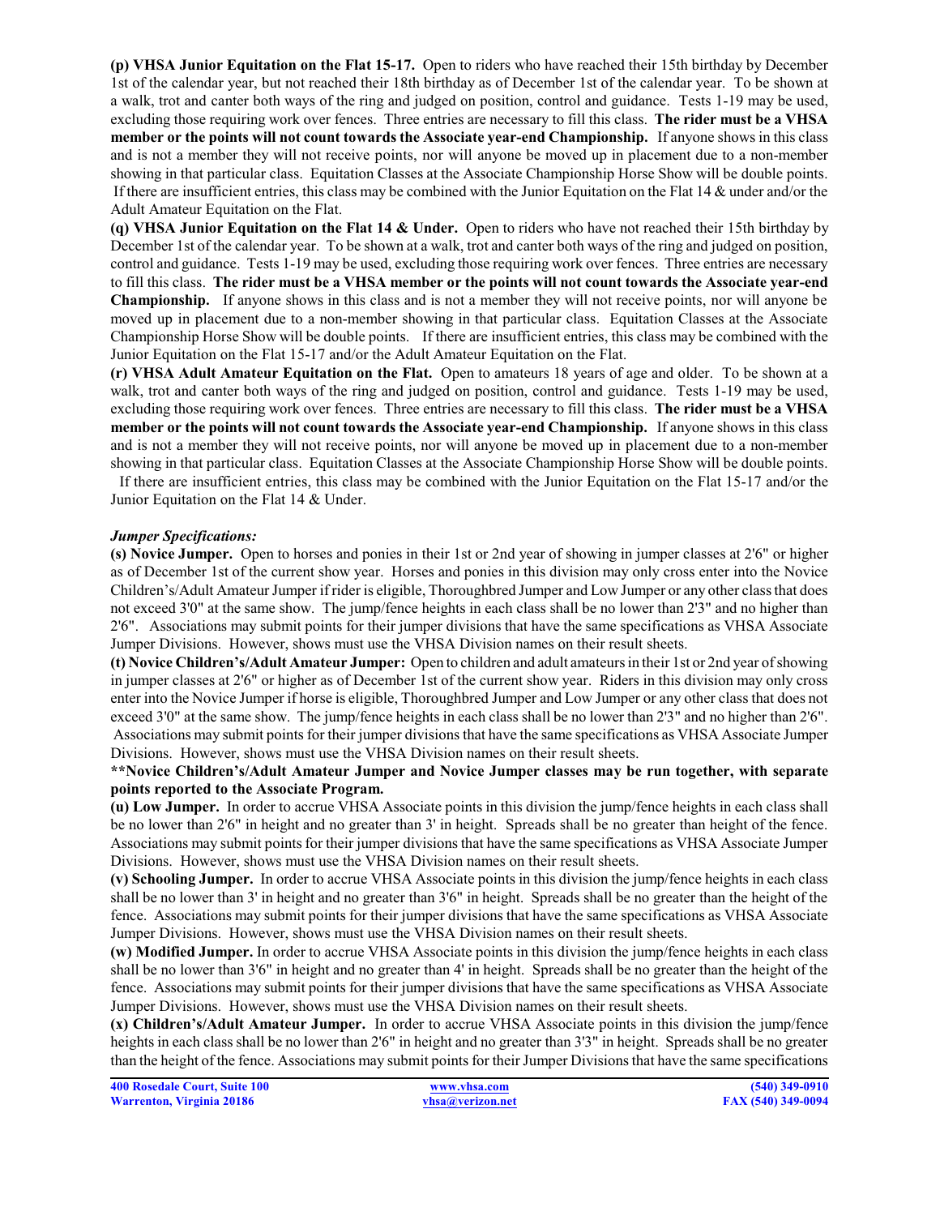**(p) VHSA Junior Equitation on the Flat 15-17.** Open to riders who have reached their 15th birthday by December 1st of the calendar year, but not reached their 18th birthday as of December 1st of the calendar year. To be shown at a walk, trot and canter both ways of the ring and judged on position, control and guidance. Tests 1-19 may be used, excluding those requiring work over fences. Three entries are necessary to fill this class. **The rider must be a VHSA member or the points will not count towards the Associate year-end Championship.** If anyone shows in this class and is not a member they will not receive points, nor will anyone be moved up in placement due to a non-member showing in that particular class. Equitation Classes at the Associate Championship Horse Show will be double points. If there are insufficient entries, this class may be combined with the Junior Equitation on the Flat 14 & under and/or the Adult Amateur Equitation on the Flat.

**(q) VHSA Junior Equitation on the Flat 14 & Under.** Open to riders who have not reached their 15th birthday by December 1st of the calendar year. To be shown at a walk, trot and canter both ways of the ring and judged on position, control and guidance. Tests 1-19 may be used, excluding those requiring work over fences. Three entries are necessary to fill this class. **The rider must be a VHSA member or the points will not count towards the Associate year-end Championship.** If anyone shows in this class and is not a member they will not receive points, nor will anyone be moved up in placement due to a non-member showing in that particular class. Equitation Classes at the Associate Championship Horse Show will be double points. If there are insufficient entries, this class may be combined with the Junior Equitation on the Flat 15-17 and/or the Adult Amateur Equitation on the Flat.

**(r) VHSA Adult Amateur Equitation on the Flat.** Open to amateurs 18 years of age and older. To be shown at a walk, trot and canter both ways of the ring and judged on position, control and guidance. Tests 1-19 may be used, excluding those requiring work over fences. Three entries are necessary to fill this class. **The rider must be a VHSA member or the points will not count towards the Associate year-end Championship.** If anyone shows in this class and is not a member they will not receive points, nor will anyone be moved up in placement due to a non-member showing in that particular class. Equitation Classes at the Associate Championship Horse Show will be double points. If there are insufficient entries, this class may be combined with the Junior Equitation on the Flat 15-17 and/or the Junior Equitation on the Flat 14 & Under.

***Jumper Specifications:***

**(s) Novice Jumper.** Open to horses and ponies in their 1st or 2nd year of showing in jumper classes at 2'6" or higher as of December 1st of the current show year. Horses and ponies in this division may only cross enter into the Novice Children's/Adult Amateur Jumper if rider is eligible, Thoroughbred Jumper and Low Jumper or any other class that does not exceed 3'0" at the same show. The jump/fence heights in each class shall be no lower than 2'3" and no higher than 2'6". Associations may submit points for their jumper divisions that have the same specifications as VHSA Associate Jumper Divisions. However, shows must use the VHSA Division names on their result sheets.

**(t) Novice Children's/Adult Amateur Jumper:** Open to children and adult amateurs in their 1st or 2nd year of showing in jumper classes at 2'6" or higher as of December 1st of the current show year. Riders in this division may only cross enter into the Novice Jumper if horse is eligible, Thoroughbred Jumper and Low Jumper or any other class that does not exceed 3'0" at the same show. The jump/fence heights in each class shall be no lower than 2'3" and no higher than 2'6". Associations may submit points for their jumper divisions that have the same specifications as VHSA Associate Jumper Divisions. However, shows must use the VHSA Division names on their result sheets.

**\*\*Novice Children's/Adult Amateur Jumper and Novice Jumper classes may be run together, with separate points reported to the Associate Program.**

**(u) Low Jumper.** In order to accrue VHSA Associate points in this division the jump/fence heights in each class shall be no lower than 2'6" in height and no greater than 3' in height. Spreads shall be no greater than height of the fence. Associations may submit points for their jumper divisions that have the same specifications as VHSA Associate Jumper Divisions. However, shows must use the VHSA Division names on their result sheets.

**(v) Schooling Jumper.** In order to accrue VHSA Associate points in this division the jump/fence heights in each class shall be no lower than 3' in height and no greater than 3'6" in height. Spreads shall be no greater than the height of the fence. Associations may submit points for their jumper divisions that have the same specifications as VHSA Associate Jumper Divisions. However, shows must use the VHSA Division names on their result sheets.

**(w) Modified Jumper.** In order to accrue VHSA Associate points in this division the jump/fence heights in each class shall be no lower than 3'6" in height and no greater than 4' in height. Spreads shall be no greater than the height of the fence. Associations may submit points for their jumper divisions that have the same specifications as VHSA Associate Jumper Divisions. However, shows must use the VHSA Division names on their result sheets.

**(x) Children's/Adult Amateur Jumper.** In order to accrue VHSA Associate points in this division the jump/fence heights in each class shall be no lower than 2'6" in height and no greater than 3'3" in height. Spreads shall be no greater than the height of the fence. Associations may submit points for their Jumper Divisions that have the same specifications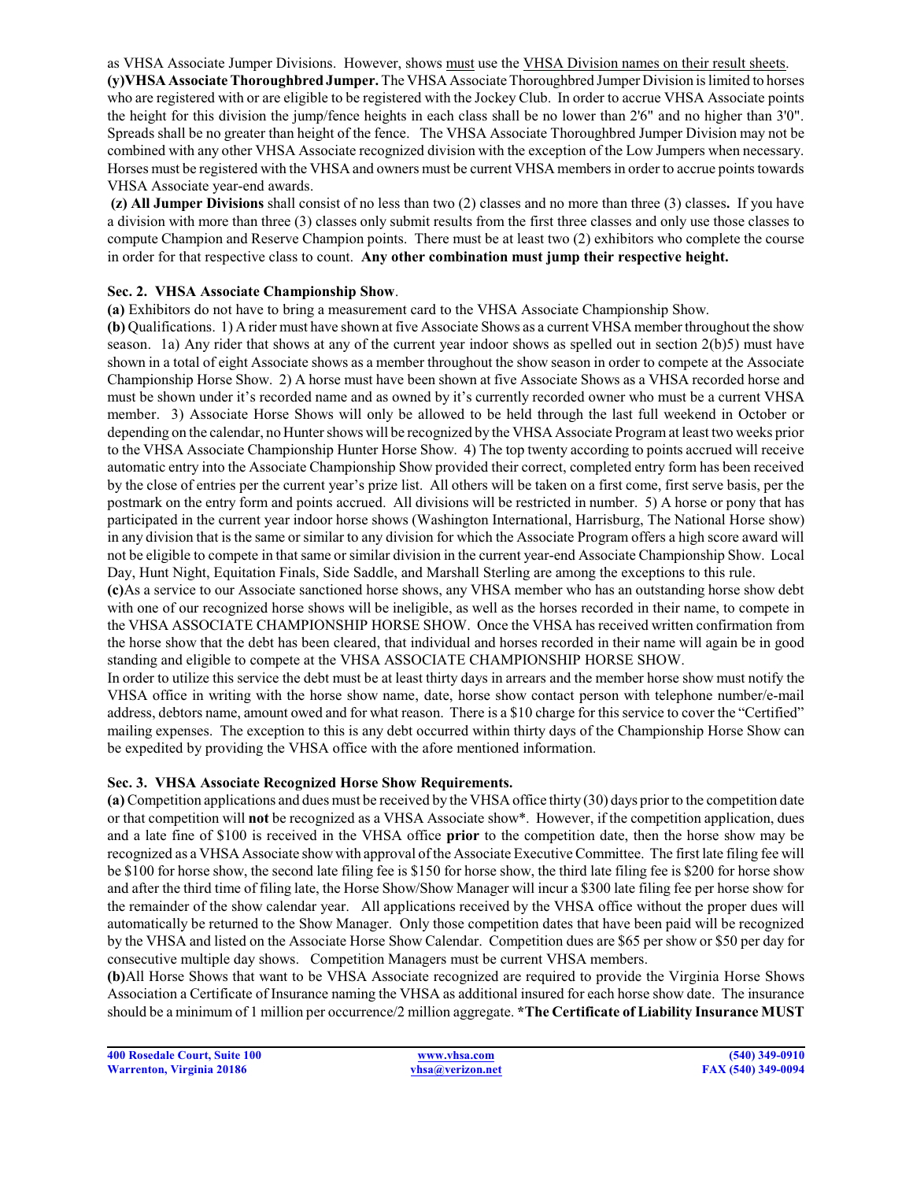as VHSA Associate Jumper Divisions. However, shows must use the VHSA Division names on their result sheets.

**(y) VHSA Associate Thoroughbred Jumper.** The VHSA Associate Thoroughbred Jumper Division is limited to horses who are registered with or are eligible to be registered with the Jockey Club. In order to accrue VHSA Associate points the height for this division the jump/fence heights in each class shall be no lower than 2'6" and no higher than 3'0". Spreads shall be no greater than height of the fence. The VHSA Associate Thoroughbred Jumper Division may not be combined with any other VHSA Associate recognized division with the exception of the Low Jumpers when necessary. Horses must be registered with the VHSA and owners must be current VHSA members in order to accrue points towards VHSA Associate year-end awards.

**(z) All Jumper Divisions** shall consist of no less than two (2) classes and no more than three (3) classes**.** If you have a division with more than three (3) classes only submit results from the first three classes and only use those classes to compute Champion and Reserve Champion points. There must be at least two (2) exhibitors who complete the course in order for that respective class to count. **Any other combination must jump their respective height.**

**Sec. 2. VHSA Associate Championship Show**.

**(a)** Exhibitors do not have to bring a measurement card to the VHSA Associate Championship Show.

**(b)** Qualifications. 1) A rider must have shown at five Associate Shows as a current VHSA member throughout the show season. 1a) Any rider that shows at any of the current year indoor shows as spelled out in section 2(b)5) must have shown in a total of eight Associate shows as a member throughout the show season in order to compete at the Associate Championship Horse Show. 2) A horse must have been shown at five Associate Shows as a VHSA recorded horse and must be shown under it's recorded name and as owned by it's currently recorded owner who must be a current VHSA member. 3) Associate Horse Shows will only be allowed to be held through the last full weekend in October or depending on the calendar, no Hunter shows will be recognized by the VHSA Associate Program at least two weeks prior to the VHSA Associate Championship Hunter Horse Show. 4) The top twenty according to points accrued will receive automatic entry into the Associate Championship Show provided their correct, completed entry form has been received by the close of entries per the current year's prize list. All others will be taken on a first come, first serve basis, per the postmark on the entry form and points accrued. All divisions will be restricted in number. 5) A horse or pony that has participated in the current year indoor horse shows (Washington International, Harrisburg, The National Horse show) in any division that is the same or similar to any division for which the Associate Program offers a high score award will not be eligible to compete in that same or similar division in the current year-end Associate Championship Show. Local Day, Hunt Night, Equitation Finals, Side Saddle, and Marshall Sterling are among the exceptions to this rule.

**(c)** As a service to our Associate sanctioned horse shows, any VHSA member who has an outstanding horse show debt with one of our recognized horse shows will be ineligible, as well as the horses recorded in their name, to compete in the VHSA ASSOCIATE CHAMPIONSHIP HORSE SHOW. Once the VHSA has received written confirmation from the horse show that the debt has been cleared, that individual and horses recorded in their name will again be in good standing and eligible to compete at the VHSA ASSOCIATE CHAMPIONSHIP HORSE SHOW.

In order to utilize this service the debt must be at least thirty days in arrears and the member horse show must notify the VHSA office in writing with the horse show name, date, horse show contact person with telephone number/e-mail address, debtors name, amount owed and for what reason. There is a $10 charge for this service to cover the "Certified" mailing expenses. The exception to this is any debt occurred within thirty days of the Championship Horse Show can be expedited by providing the VHSA office with the afore mentioned information.

**Sec. 3. VHSA Associate Recognized Horse Show Requirements.**

**(a)** Competition applications and dues must be received by the VHSA office thirty (30) days prior to the competition date or that competition will **not** be recognized as a VHSA Associate show*. However, if the competition application, dues and a late fine of $100 is received in the VHSA office **prior** to the competition date, then the horse show may be recognized as a VHSA Associate show with approval of the Associate Executive Committee. The first late filing fee will be $100 for horse show, the second late filing fee is $150 for horse show, the third late filing fee is $200 for horse show and after the third time of filing late, the Horse Show/Show Manager will incur a $300 late filing fee per horse show for the remainder of the show calendar year. All applications received by the VHSA office without the proper dues will automatically be returned to the Show Manager. Only those competition dates that have been paid will be recognized by the VHSA and listed on the Associate Horse Show Calendar. Competition dues are $65 per show or $50 per day for consecutive multiple day shows. Competition Managers must be current VHSA members.

**(b)** All Horse Shows that want to be VHSA Associate recognized are required to provide the Virginia Horse Shows Association a Certificate of Insurance naming the VHSA as additional insured for each horse show date. The insurance should be a minimum of 1 million per occurrence/2 million aggregate. **\*The Certificate of Liability Insurance MUST**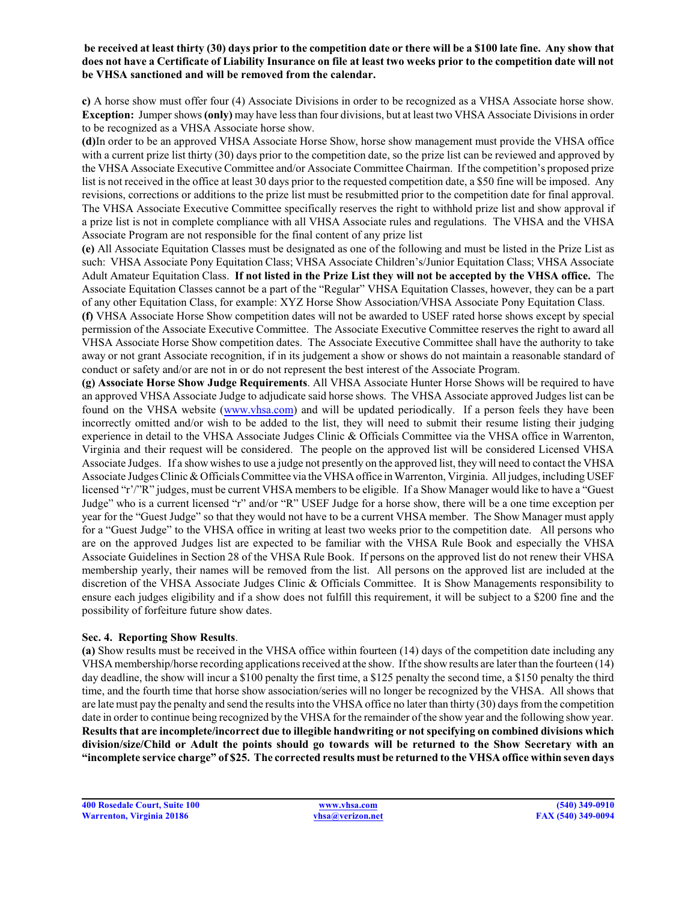**be received at least thirty (30) days prior to the competition date or there will be a $100 late fine. Any show that does not have a Certificate of Liability Insurance on file at least two weeks prior to the competition date will not be VHSA sanctioned and will be removed from the calendar.**

**c)** A horse show must offer four (4) Associate Divisions in order to be recognized as a VHSA Associate horse show. **Exception:** Jumper shows **(only)** may have less than four divisions, but at least two VHSA Associate Divisions in order to be recognized as a VHSA Associate horse show.

**(d)**In order to be an approved VHSA Associate Horse Show, horse show management must provide the VHSA office with a current prize list thirty (30) days prior to the competition date, so the prize list can be reviewed and approved by the VHSA Associate Executive Committee and/or Associate Committee Chairman. If the competition's proposed prize list is not received in the office at least 30 days prior to the requested competition date, a $50 fine will be imposed. Any revisions, corrections or additions to the prize list must be resubmitted prior to the competition date for final approval. The VHSA Associate Executive Committee specifically reserves the right to withhold prize list and show approval if a prize list is not in complete compliance with all VHSA Associate rules and regulations. The VHSA and the VHSA Associate Program are not responsible for the final content of any prize list

**(e)** All Associate Equitation Classes must be designated as one of the following and must be listed in the Prize List as such: VHSA Associate Pony Equitation Class; VHSA Associate Children's/Junior Equitation Class; VHSA Associate Adult Amateur Equitation Class. **If not listed in the Prize List they will not be accepted by the VHSA office.** The Associate Equitation Classes cannot be a part of the "Regular" VHSA Equitation Classes, however, they can be a part of any other Equitation Class, for example: XYZ Horse Show Association/VHSA Associate Pony Equitation Class.

**(f)** VHSA Associate Horse Show competition dates will not be awarded to USEF rated horse shows except by special permission of the Associate Executive Committee. The Associate Executive Committee reserves the right to award all VHSA Associate Horse Show competition dates. The Associate Executive Committee shall have the authority to take away or not grant Associate recognition, if in its judgement a show or shows do not maintain a reasonable standard of conduct or safety and/or are not in or do not represent the best interest of the Associate Program.

**(g) Associate Horse Show Judge Requirements**. All VHSA Associate Hunter Horse Shows will be required to have an approved VHSA Associate Judge to adjudicate said horse shows. The VHSA Associate approved Judges list can be found on the VHSA website (www.vhsa.com) and will be updated periodically. If a person feels they have been incorrectly omitted and/or wish to be added to the list, they will need to submit their resume listing their judging experience in detail to the VHSA Associate Judges Clinic & Officials Committee via the VHSA office in Warrenton, Virginia and their request will be considered. The people on the approved list will be considered Licensed VHSA Associate Judges. If a show wishes to use a judge not presently on the approved list, they will need to contact the VHSA Associate Judges Clinic & Officials Committee via the VHSA office in Warrenton, Virginia. All judges, including USEF licensed "r'/"R" judges, must be current VHSA members to be eligible. If a Show Manager would like to have a "Guest Judge" who is a current licensed "r" and/or "R" USEF Judge for a horse show, there will be a one time exception per year for the "Guest Judge" so that they would not have to be a current VHSA member. The Show Manager must apply for a "Guest Judge" to the VHSA office in writing at least two weeks prior to the competition date. All persons who are on the approved Judges list are expected to be familiar with the VHSA Rule Book and especially the VHSA Associate Guidelines in Section 28 of the VHSA Rule Book. If persons on the approved list do not renew their VHSA membership yearly, their names will be removed from the list. All persons on the approved list are included at the discretion of the VHSA Associate Judges Clinic & Officials Committee. It is Show Managements responsibility to ensure each judges eligibility and if a show does not fulfill this requirement, it will be subject to a $200 fine and the possibility of forfeiture future show dates.

**Sec. 4. Reporting Show Results**.

**(a)** Show results must be received in the VHSA office within fourteen (14) days of the competition date including any VHSA membership/horse recording applications received at the show. If the show results are later than the fourteen (14) day deadline, the show will incur a $100 penalty the first time, a $125 penalty the second time, a $150 penalty the third time, and the fourth time that horse show association/series will no longer be recognized by the VHSA. All shows that are late must pay the penalty and send the results into the VHSA office no later than thirty (30) days from the competition date in order to continue being recognized by the VHSA for the remainder of the show year and the following show year. **Results that are incomplete/incorrect due to illegible handwriting or not specifying on combined divisions which division/size/Child or Adult the points should go towards will be returned to the Show Secretary with an "incomplete service charge" of $25. The corrected results must be returned to the VHSA office within seven days**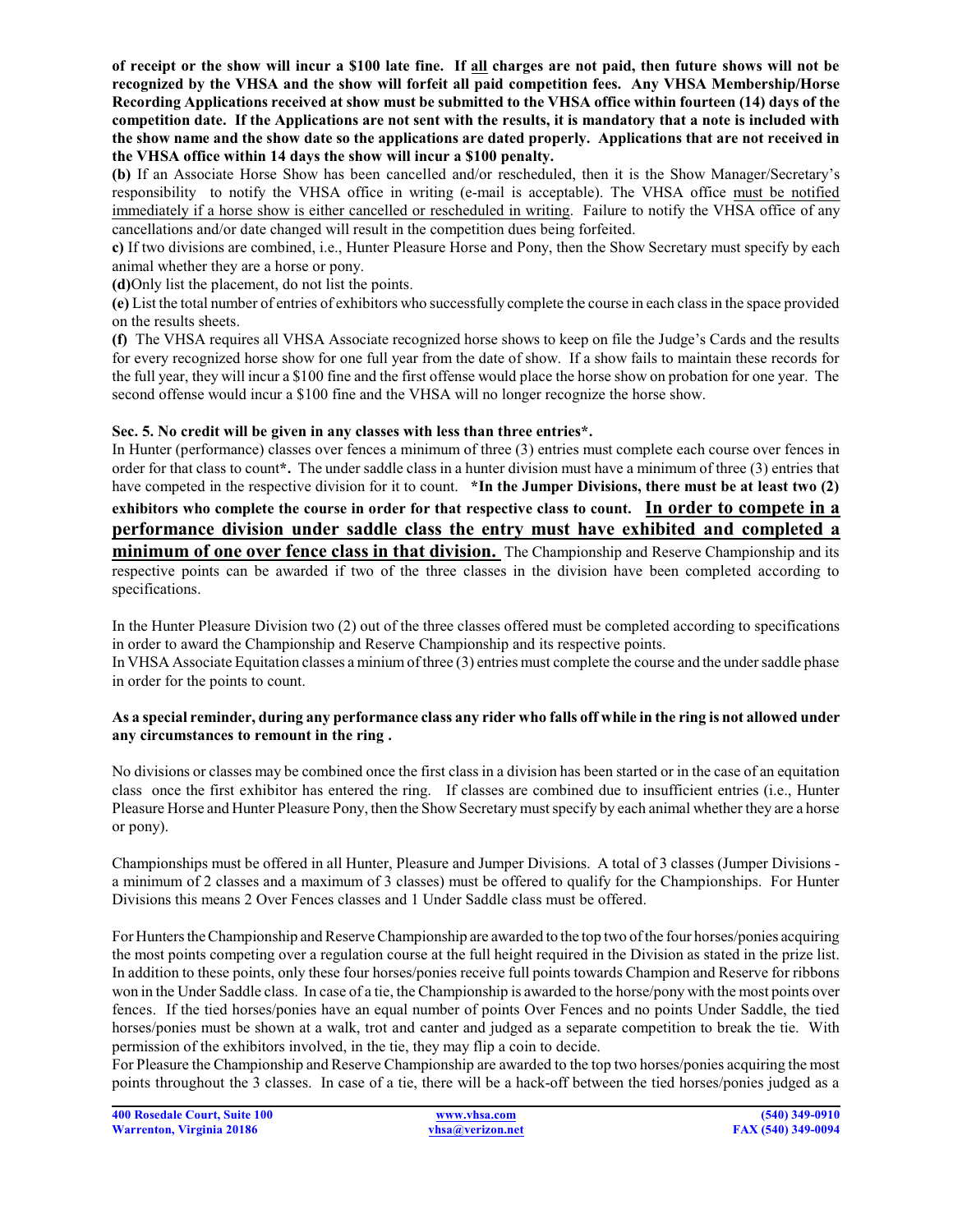**of receipt or the show will incur a $100 late fine. If all charges are not paid, then future shows will not be recognized by the VHSA and the show will forfeit all paid competition fees. Any VHSA Membership/Horse Recording Applications received at show must be submitted to the VHSA office within fourteen (14) days of the competition date. If the Applications are not sent with the results, it is mandatory that a note is included with the show name and the show date so the applications are dated properly. Applications that are not received in the VHSA office within 14 days the show will incur a $100 penalty.**

**(b)** If an Associate Horse Show has been cancelled and/or rescheduled, then it is the Show Manager/Secretary's responsibility to notify the VHSA office in writing (e-mail is acceptable). The VHSA office must be notified immediately if a horse show is either cancelled or rescheduled in writing. Failure to notify the VHSA office of any cancellations and/or date changed will result in the competition dues being forfeited.

**c)** If two divisions are combined, i.e., Hunter Pleasure Horse and Pony, then the Show Secretary must specify by each animal whether they are a horse or pony.

**(d)**Only list the placement, do not list the points.

**(e)** List the total number of entries of exhibitors who successfully complete the course in each class in the space provided on the results sheets.

**(f)** The VHSA requires all VHSA Associate recognized horse shows to keep on file the Judge's Cards and the results for every recognized horse show for one full year from the date of show. If a show fails to maintain these records for the full year, they will incur a $100 fine and the first offense would place the horse show on probation for one year. The second offense would incur a $100 fine and the VHSA will no longer recognize the horse show.

**Sec. 5. No credit will be given in any classes with less than three entries*.**

In Hunter (performance) classes over fences a minimum of three (3) entries must complete each course over fences in order for that class to count**\***. The under saddle class in a hunter division must have a minimum of three (3) entries that have competed in the respective division for it to count. **\*In the Jumper Divisions, there must be at least two (2) exhibitors who complete the course in order for that respective class to count.** **In order to compete in a performance division under saddle class the entry must have exhibited and completed a minimum of one over fence class in that division.** The Championship and Reserve Championship and its respective points can be awarded if two of the three classes in the division have been completed according to specifications.

In the Hunter Pleasure Division two (2) out of the three classes offered must be completed according to specifications in order to award the Championship and Reserve Championship and its respective points.

In VHSA Associate Equitation classes a minium of three (3) entries must complete the course and the under saddle phase in order for the points to count.

**As a special reminder, during any performance class any rider who falls off while in the ring is not allowed under any circumstances to remount in the ring .**

No divisions or classes may be combined once the first class in a division has been started or in the case of an equitation class once the first exhibitor has entered the ring. If classes are combined due to insufficient entries (i.e., Hunter Pleasure Horse and Hunter Pleasure Pony, then the Show Secretary must specify by each animal whether they are a horse or pony).

Championships must be offered in all Hunter, Pleasure and Jumper Divisions. A total of 3 classes (Jumper Divisions - a minimum of 2 classes and a maximum of 3 classes) must be offered to qualify for the Championships. For Hunter Divisions this means 2 Over Fences classes and 1 Under Saddle class must be offered.

For Hunters the Championship and Reserve Championship are awarded to the top two of the four horses/ponies acquiring the most points competing over a regulation course at the full height required in the Division as stated in the prize list. In addition to these points, only these four horses/ponies receive full points towards Champion and Reserve for ribbons won in the Under Saddle class. In case of a tie, the Championship is awarded to the horse/pony with the most points over fences. If the tied horses/ponies have an equal number of points Over Fences and no points Under Saddle, the tied horses/ponies must be shown at a walk, trot and canter and judged as a separate competition to break the tie. With permission of the exhibitors involved, in the tie, they may flip a coin to decide.

For Pleasure the Championship and Reserve Championship are awarded to the top two horses/ponies acquiring the most points throughout the 3 classes. In case of a tie, there will be a hack-off between the tied horses/ponies judged as a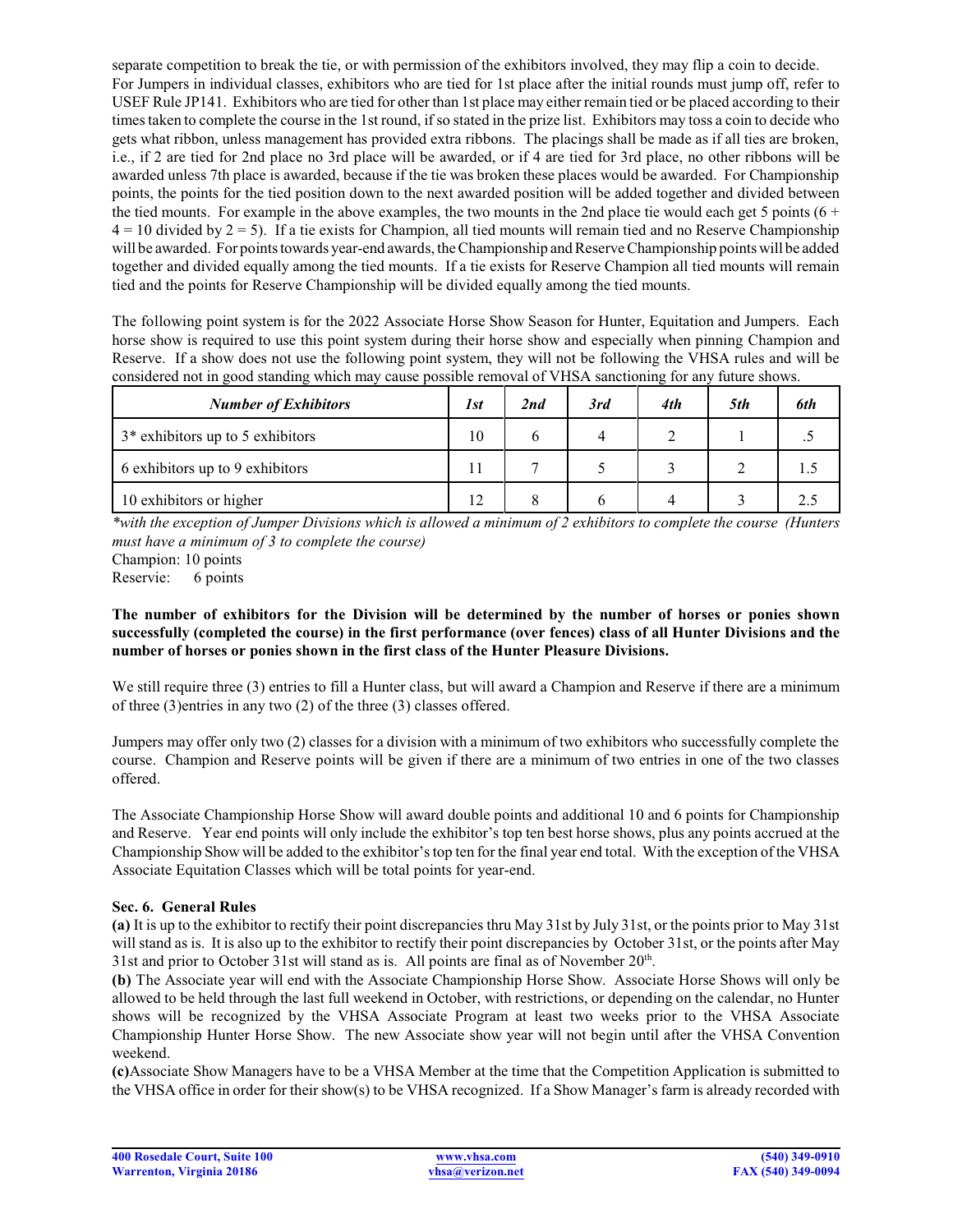separate competition to break the tie, or with permission of the exhibitors involved, they may flip a coin to decide. For Jumpers in individual classes, exhibitors who are tied for 1st place after the initial rounds must jump off, refer to USEF Rule JP141. Exhibitors who are tied for other than 1st place may either remain tied or be placed according to their times taken to complete the course in the 1st round, if so stated in the prize list. Exhibitors may toss a coin to decide who gets what ribbon, unless management has provided extra ribbons. The placings shall be made as if all ties are broken, i.e., if 2 are tied for 2nd place no 3rd place will be awarded, or if 4 are tied for 3rd place, no other ribbons will be awarded unless 7th place is awarded, because if the tie was broken these places would be awarded. For Championship points, the points for the tied position down to the next awarded position will be added together and divided between the tied mounts. For example in the above examples, the two mounts in the 2nd place tie would each get 5 points (6 + 4 = 10 divided by 2 = 5). If a tie exists for Champion, all tied mounts will remain tied and no Reserve Championship will be awarded. For points towards year-end awards, the Championship and Reserve Championship points will be added together and divided equally among the tied mounts. If a tie exists for Reserve Champion all tied mounts will remain tied and the points for Reserve Championship will be divided equally among the tied mounts.

The following point system is for the 2022 Associate Horse Show Season for Hunter, Equitation and Jumpers. Each horse show is required to use this point system during their horse show and especially when pinning Champion and Reserve. If a show does not use the following point system, they will not be following the VHSA rules and will be considered not in good standing which may cause possible removal of VHSA sanctioning for any future shows.

| *Number of Exhibitors* | *1st* | *2nd* | *3rd* | *4th* | *5th* | *6th* |
|---|---|---|---|---|---|---|
| 3* exhibitors up to 5 exhibitors | 10 | 6 | 4 | 2 | 1 | .5 |
| 6 exhibitors up to 9 exhibitors | 11 | 7 | 5 | 3 | 2 | 1.5 |
| 10 exhibitors or higher | 12 | 8 | 6 | 4 | 3 | 2.5 |

*\*with the exception of Jumper Divisions which is allowed a minimum of 2 exhibitors to complete the course (Hunters must have a minimum of 3 to complete the course)*

Champion: 10 points
Reservie: 6 points

**The number of exhibitors for the Division will be determined by the number of horses or ponies shown successfully (completed the course) in the first performance (over fences) class of all Hunter Divisions and the number of horses or ponies shown in the first class of the Hunter Pleasure Divisions.**

We still require three (3) entries to fill a Hunter class, but will award a Champion and Reserve if there are a minimum of three (3)entries in any two (2) of the three (3) classes offered.

Jumpers may offer only two (2) classes for a division with a minimum of two exhibitors who successfully complete the course. Champion and Reserve points will be given if there are a minimum of two entries in one of the two classes offered.

The Associate Championship Horse Show will award double points and additional 10 and 6 points for Championship and Reserve. Year end points will only include the exhibitor's top ten best horse shows, plus any points accrued at the Championship Show will be added to the exhibitor's top ten for the final year end total. With the exception of the VHSA Associate Equitation Classes which will be total points for year-end.

### Sec. 6. General Rules

**(a)** It is up to the exhibitor to rectify their point discrepancies thru May 31st by July 31st, or the points prior to May 31st will stand as is. It is also up to the exhibitor to rectify their point discrepancies by October 31st, or the points after May 31st and prior to October 31st will stand as is. All points are final as of November 20th.

**(b)** The Associate year will end with the Associate Championship Horse Show. Associate Horse Shows will only be allowed to be held through the last full weekend in October, with restrictions, or depending on the calendar, no Hunter shows will be recognized by the VHSA Associate Program at least two weeks prior to the VHSA Associate Championship Hunter Horse Show. The new Associate show year will not begin until after the VHSA Convention weekend.

**(c)**Associate Show Managers have to be a VHSA Member at the time that the Competition Application is submitted to the VHSA office in order for their show(s) to be VHSA recognized. If a Show Manager's farm is already recorded with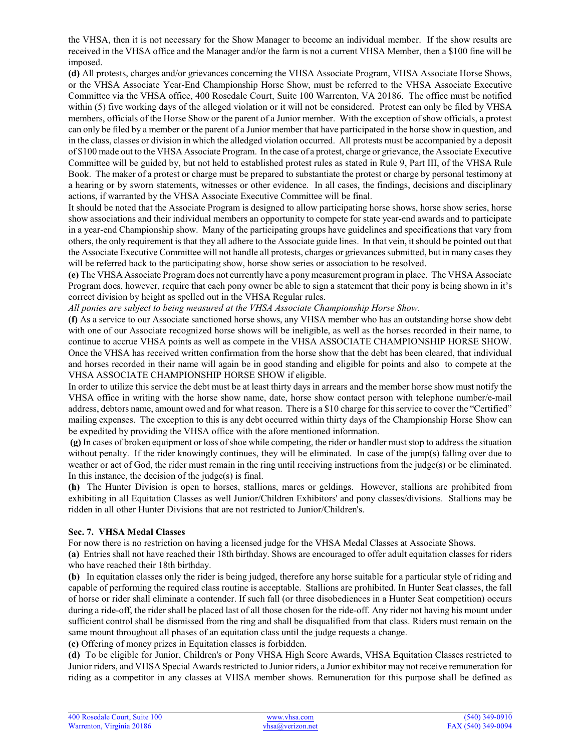the VHSA, then it is not necessary for the Show Manager to become an individual member. If the show results are received in the VHSA office and the Manager and/or the farm is not a current VHSA Member, then a $100 fine will be imposed.

**(d)** All protests, charges and/or grievances concerning the VHSA Associate Program, VHSA Associate Horse Shows, or the VHSA Associate Year-End Championship Horse Show, must be referred to the VHSA Associate Executive Committee via the VHSA office, 400 Rosedale Court, Suite 100 Warrenton, VA 20186. The office must be notified within (5) five working days of the alleged violation or it will not be considered. Protest can only be filed by VHSA members, officials of the Horse Show or the parent of a Junior member. With the exception of show officials, a protest can only be filed by a member or the parent of a Junior member that have participated in the horse show in question, and in the class, classes or division in which the alledged violation occurred. All protests must be accompanied by a deposit of $100 made out to the VHSA Associate Program. In the case of a protest, charge or grievance, the Associate Executive Committee will be guided by, but not held to established protest rules as stated in Rule 9, Part III, of the VHSA Rule Book. The maker of a protest or charge must be prepared to substantiate the protest or charge by personal testimony at a hearing or by sworn statements, witnesses or other evidence. In all cases, the findings, decisions and disciplinary actions, if warranted by the VHSA Associate Executive Committee will be final.

It should be noted that the Associate Program is designed to allow participating horse shows, horse show series, horse show associations and their individual members an opportunity to compete for state year-end awards and to participate in a year-end Championship show. Many of the participating groups have guidelines and specifications that vary from others, the only requirement is that they all adhere to the Associate guide lines. In that vein, it should be pointed out that the Associate Executive Committee will not handle all protests, charges or grievances submitted, but in many cases they will be referred back to the participating show, horse show series or association to be resolved.

**(e)** The VHSA Associate Program does not currently have a pony measurement program in place. The VHSA Associate Program does, however, require that each pony owner be able to sign a statement that their pony is being shown in it's correct division by height as spelled out in the VHSA Regular rules.

*All ponies are subject to being measured at the VHSA Associate Championship Horse Show.*

**(f)** As a service to our Associate sanctioned horse shows, any VHSA member who has an outstanding horse show debt with one of our Associate recognized horse shows will be ineligible, as well as the horses recorded in their name, to continue to accrue VHSA points as well as compete in the VHSA ASSOCIATE CHAMPIONSHIP HORSE SHOW. Once the VHSA has received written confirmation from the horse show that the debt has been cleared, that individual and horses recorded in their name will again be in good standing and eligible for points and also to compete at the VHSA ASSOCIATE CHAMPIONSHIP HORSE SHOW if eligible.

In order to utilize this service the debt must be at least thirty days in arrears and the member horse show must notify the VHSA office in writing with the horse show name, date, horse show contact person with telephone number/e-mail address, debtors name, amount owed and for what reason. There is a $10 charge for this service to cover the "Certified" mailing expenses. The exception to this is any debt occurred within thirty days of the Championship Horse Show can be expedited by providing the VHSA office with the afore mentioned information.

**(g)** In cases of broken equipment or loss of shoe while competing, the rider or handler must stop to address the situation without penalty. If the rider knowingly continues, they will be eliminated. In case of the jump(s) falling over due to weather or act of God, the rider must remain in the ring until receiving instructions from the judge(s) or be eliminated. In this instance, the decision of the judge(s) is final.

**(h)** The Hunter Division is open to horses, stallions, mares or geldings. However, stallions are prohibited from exhibiting in all Equitation Classes as well Junior/Children Exhibitors' and pony classes/divisions. Stallions may be ridden in all other Hunter Divisions that are not restricted to Junior/Children's.

### Sec. 7. VHSA Medal Classes

For now there is no restriction on having a licensed judge for the VHSA Medal Classes at Associate Shows.

**(a)** Entries shall not have reached their 18th birthday. Shows are encouraged to offer adult equitation classes for riders who have reached their 18th birthday.

**(b)** In equitation classes only the rider is being judged, therefore any horse suitable for a particular style of riding and capable of performing the required class routine is acceptable. Stallions are prohibited. In Hunter Seat classes, the fall of horse or rider shall eliminate a contender. If such fall (or three disobediences in a Hunter Seat competition) occurs during a ride-off, the rider shall be placed last of all those chosen for the ride-off. Any rider not having his mount under sufficient control shall be dismissed from the ring and shall be disqualified from that class. Riders must remain on the same mount throughout all phases of an equitation class until the judge requests a change.

**(c)** Offering of money prizes in Equitation classes is forbidden.

**(d)** To be eligible for Junior, Children's or Pony VHSA High Score Awards, VHSA Equitation Classes restricted to Junior riders, and VHSA Special Awards restricted to Junior riders, a Junior exhibitor may not receive remuneration for riding as a competitor in any classes at VHSA member shows. Remuneration for this purpose shall be defined as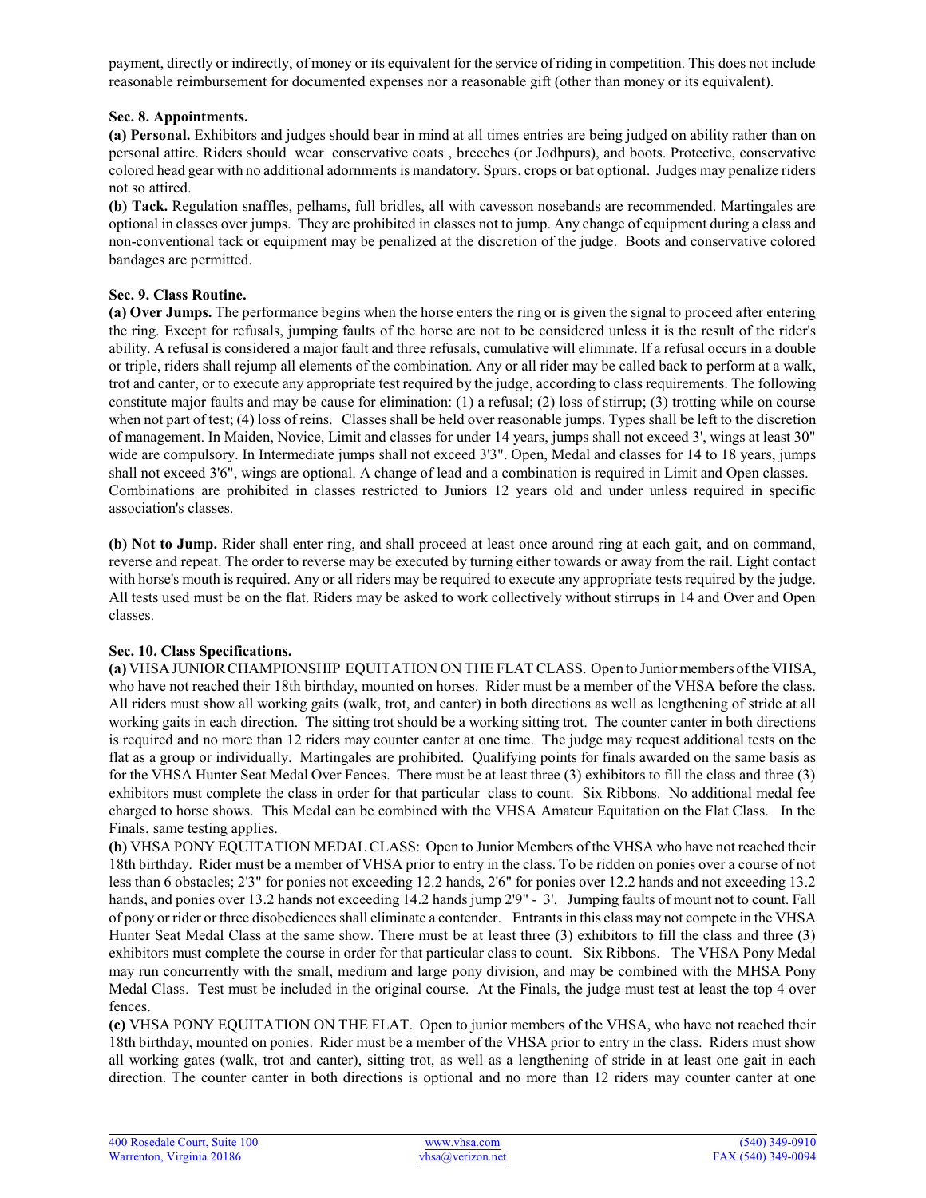payment, directly or indirectly, of money or its equivalent for the service of riding in competition. This does not include reasonable reimbursement for documented expenses nor a reasonable gift (other than money or its equivalent).

**Sec. 8. Appointments.**

**(a) Personal.** Exhibitors and judges should bear in mind at all times entries are being judged on ability rather than on personal attire. Riders should wear conservative coats , breeches (or Jodhpurs), and boots. Protective, conservative colored head gear with no additional adornments is mandatory. Spurs, crops or bat optional. Judges may penalize riders not so attired.

**(b) Tack.** Regulation snaffles, pelhams, full bridles, all with cavesson nosebands are recommended. Martingales are optional in classes over jumps. They are prohibited in classes not to jump. Any change of equipment during a class and non-conventional tack or equipment may be penalized at the discretion of the judge. Boots and conservative colored bandages are permitted.

**Sec. 9. Class Routine.**

**(a) Over Jumps.** The performance begins when the horse enters the ring or is given the signal to proceed after entering the ring. Except for refusals, jumping faults of the horse are not to be considered unless it is the result of the rider's ability. A refusal is considered a major fault and three refusals, cumulative will eliminate. If a refusal occurs in a double or triple, riders shall rejump all elements of the combination. Any or all rider may be called back to perform at a walk, trot and canter, or to execute any appropriate test required by the judge, according to class requirements. The following constitute major faults and may be cause for elimination: (1) a refusal; (2) loss of stirrup; (3) trotting while on course when not part of test; (4) loss of reins. Classes shall be held over reasonable jumps. Types shall be left to the discretion of management. In Maiden, Novice, Limit and classes for under 14 years, jumps shall not exceed 3', wings at least 30" wide are compulsory. In Intermediate jumps shall not exceed 3'3". Open, Medal and classes for 14 to 18 years, jumps shall not exceed 3'6", wings are optional. A change of lead and a combination is required in Limit and Open classes. Combinations are prohibited in classes restricted to Juniors 12 years old and under unless required in specific association's classes.

**(b) Not to Jump.** Rider shall enter ring, and shall proceed at least once around ring at each gait, and on command, reverse and repeat. The order to reverse may be executed by turning either towards or away from the rail. Light contact with horse's mouth is required. Any or all riders may be required to execute any appropriate tests required by the judge. All tests used must be on the flat. Riders may be asked to work collectively without stirrups in 14 and Over and Open classes.

**Sec. 10. Class Specifications.**

**(a)** VHSA JUNIOR CHAMPIONSHIP EQUITATION ON THE FLAT CLASS. Open to Junior members of the VHSA, who have not reached their 18th birthday, mounted on horses. Rider must be a member of the VHSA before the class. All riders must show all working gaits (walk, trot, and canter) in both directions as well as lengthening of stride at all working gaits in each direction. The sitting trot should be a working sitting trot. The counter canter in both directions is required and no more than 12 riders may counter canter at one time. The judge may request additional tests on the flat as a group or individually. Martingales are prohibited. Qualifying points for finals awarded on the same basis as for the VHSA Hunter Seat Medal Over Fences. There must be at least three (3) exhibitors to fill the class and three (3) exhibitors must complete the class in order for that particular class to count. Six Ribbons. No additional medal fee charged to horse shows. This Medal can be combined with the VHSA Amateur Equitation on the Flat Class. In the Finals, same testing applies.

**(b)** VHSA PONY EQUITATION MEDAL CLASS: Open to Junior Members of the VHSA who have not reached their 18th birthday. Rider must be a member of VHSA prior to entry in the class. To be ridden on ponies over a course of not less than 6 obstacles; 2'3" for ponies not exceeding 12.2 hands, 2'6" for ponies over 12.2 hands and not exceeding 13.2 hands, and ponies over 13.2 hands not exceeding 14.2 hands jump 2'9" - 3'. Jumping faults of mount not to count. Fall of pony or rider or three disobediences shall eliminate a contender. Entrants in this class may not compete in the VHSA Hunter Seat Medal Class at the same show. There must be at least three (3) exhibitors to fill the class and three (3) exhibitors must complete the course in order for that particular class to count. Six Ribbons. The VHSA Pony Medal may run concurrently with the small, medium and large pony division, and may be combined with the MHSA Pony Medal Class. Test must be included in the original course. At the Finals, the judge must test at least the top 4 over fences.

**(c)** VHSA PONY EQUITATION ON THE FLAT. Open to junior members of the VHSA, who have not reached their 18th birthday, mounted on ponies. Rider must be a member of the VHSA prior to entry in the class. Riders must show all working gates (walk, trot and canter), sitting trot, as well as a lengthening of stride in at least one gait in each direction. The counter canter in both directions is optional and no more than 12 riders may counter canter at one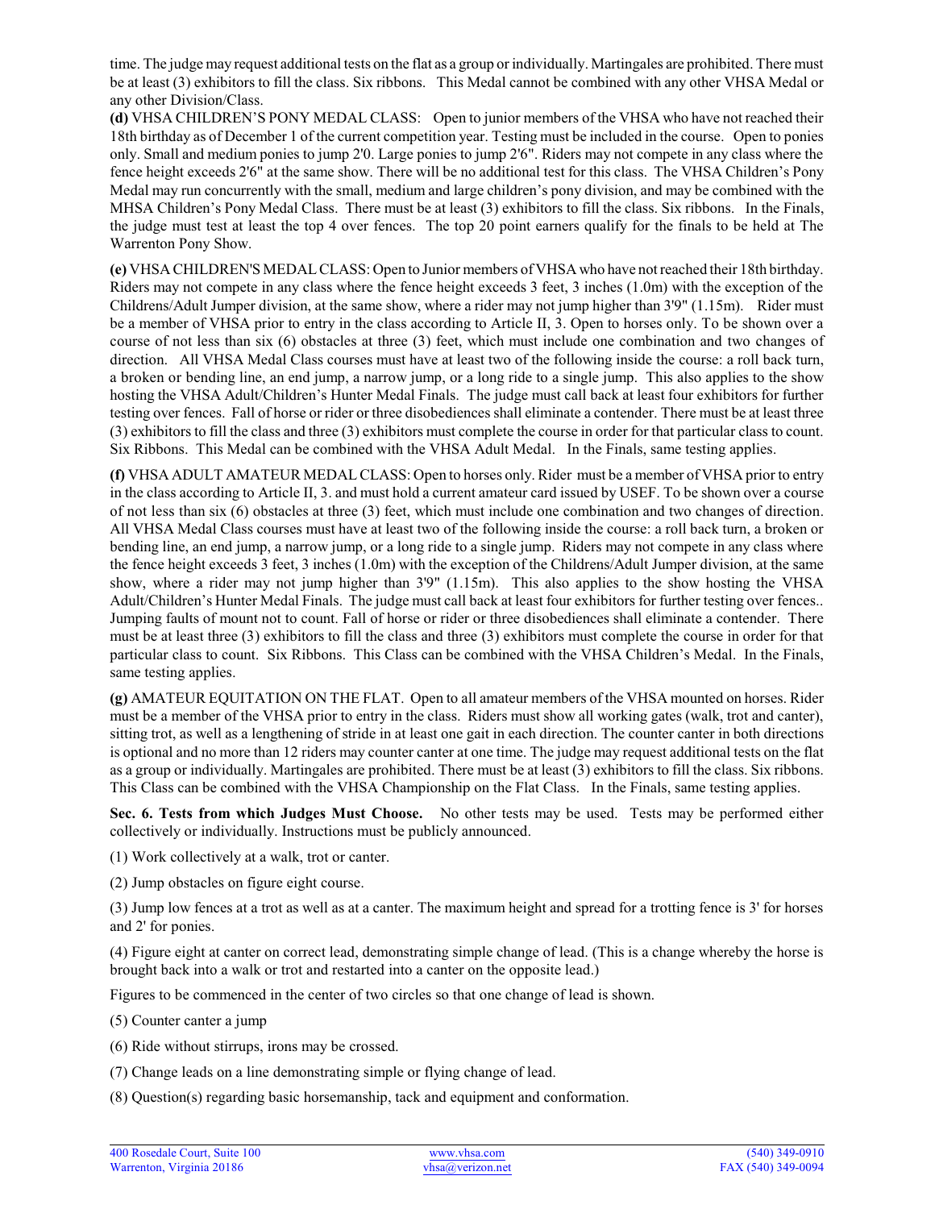time. The judge may request additional tests on the flat as a group or individually. Martingales are prohibited. There must be at least (3) exhibitors to fill the class. Six ribbons. This Medal cannot be combined with any other VHSA Medal or any other Division/Class.

**(d)** VHSA CHILDREN'S PONY MEDAL CLASS: Open to junior members of the VHSA who have not reached their 18th birthday as of December 1 of the current competition year. Testing must be included in the course. Open to ponies only. Small and medium ponies to jump 2'0. Large ponies to jump 2'6". Riders may not compete in any class where the fence height exceeds 2'6" at the same show. There will be no additional test for this class. The VHSA Children's Pony Medal may run concurrently with the small, medium and large children's pony division, and may be combined with the MHSA Children's Pony Medal Class. There must be at least (3) exhibitors to fill the class. Six ribbons. In the Finals, the judge must test at least the top 4 over fences. The top 20 point earners qualify for the finals to be held at The Warrenton Pony Show.

**(e)** VHSA CHILDREN'S MEDAL CLASS: Open to Junior members of VHSA who have not reached their 18th birthday. Riders may not compete in any class where the fence height exceeds 3 feet, 3 inches (1.0m) with the exception of the Childrens/Adult Jumper division, at the same show, where a rider may not jump higher than 3'9" (1.15m). Rider must be a member of VHSA prior to entry in the class according to Article II, 3. Open to horses only. To be shown over a course of not less than six (6) obstacles at three (3) feet, which must include one combination and two changes of direction. All VHSA Medal Class courses must have at least two of the following inside the course: a roll back turn, a broken or bending line, an end jump, a narrow jump, or a long ride to a single jump. This also applies to the show hosting the VHSA Adult/Children's Hunter Medal Finals. The judge must call back at least four exhibitors for further testing over fences. Fall of horse or rider or three disobediences shall eliminate a contender. There must be at least three (3) exhibitors to fill the class and three (3) exhibitors must complete the course in order for that particular class to count. Six Ribbons. This Medal can be combined with the VHSA Adult Medal. In the Finals, same testing applies.

**(f)** VHSA ADULT AMATEUR MEDAL CLASS: Open to horses only. Rider must be a member of VHSA prior to entry in the class according to Article II, 3. and must hold a current amateur card issued by USEF. To be shown over a course of not less than six (6) obstacles at three (3) feet, which must include one combination and two changes of direction. All VHSA Medal Class courses must have at least two of the following inside the course: a roll back turn, a broken or bending line, an end jump, a narrow jump, or a long ride to a single jump. Riders may not compete in any class where the fence height exceeds 3 feet, 3 inches (1.0m) with the exception of the Childrens/Adult Jumper division, at the same show, where a rider may not jump higher than 3'9" (1.15m). This also applies to the show hosting the VHSA Adult/Children's Hunter Medal Finals. The judge must call back at least four exhibitors for further testing over fences.. Jumping faults of mount not to count. Fall of horse or rider or three disobediences shall eliminate a contender. There must be at least three (3) exhibitors to fill the class and three (3) exhibitors must complete the course in order for that particular class to count. Six Ribbons. This Class can be combined with the VHSA Children's Medal. In the Finals, same testing applies.

**(g)** AMATEUR EQUITATION ON THE FLAT. Open to all amateur members of the VHSA mounted on horses. Rider must be a member of the VHSA prior to entry in the class. Riders must show all working gates (walk, trot and canter), sitting trot, as well as a lengthening of stride in at least one gait in each direction. The counter canter in both directions is optional and no more than 12 riders may counter canter at one time. The judge may request additional tests on the flat as a group or individually. Martingales are prohibited. There must be at least (3) exhibitors to fill the class. Six ribbons. This Class can be combined with the VHSA Championship on the Flat Class. In the Finals, same testing applies.

**Sec. 6. Tests from which Judges Must Choose.** No other tests may be used. Tests may be performed either collectively or individually. Instructions must be publicly announced.

(1) Work collectively at a walk, trot or canter.

(2) Jump obstacles on figure eight course.

(3) Jump low fences at a trot as well as at a canter. The maximum height and spread for a trotting fence is 3' for horses and 2' for ponies.

(4) Figure eight at canter on correct lead, demonstrating simple change of lead. (This is a change whereby the horse is brought back into a walk or trot and restarted into a canter on the opposite lead.)

Figures to be commenced in the center of two circles so that one change of lead is shown.

(5) Counter canter a jump

(6) Ride without stirrups, irons may be crossed.

(7) Change leads on a line demonstrating simple or flying change of lead.

(8) Question(s) regarding basic horsemanship, tack and equipment and conformation.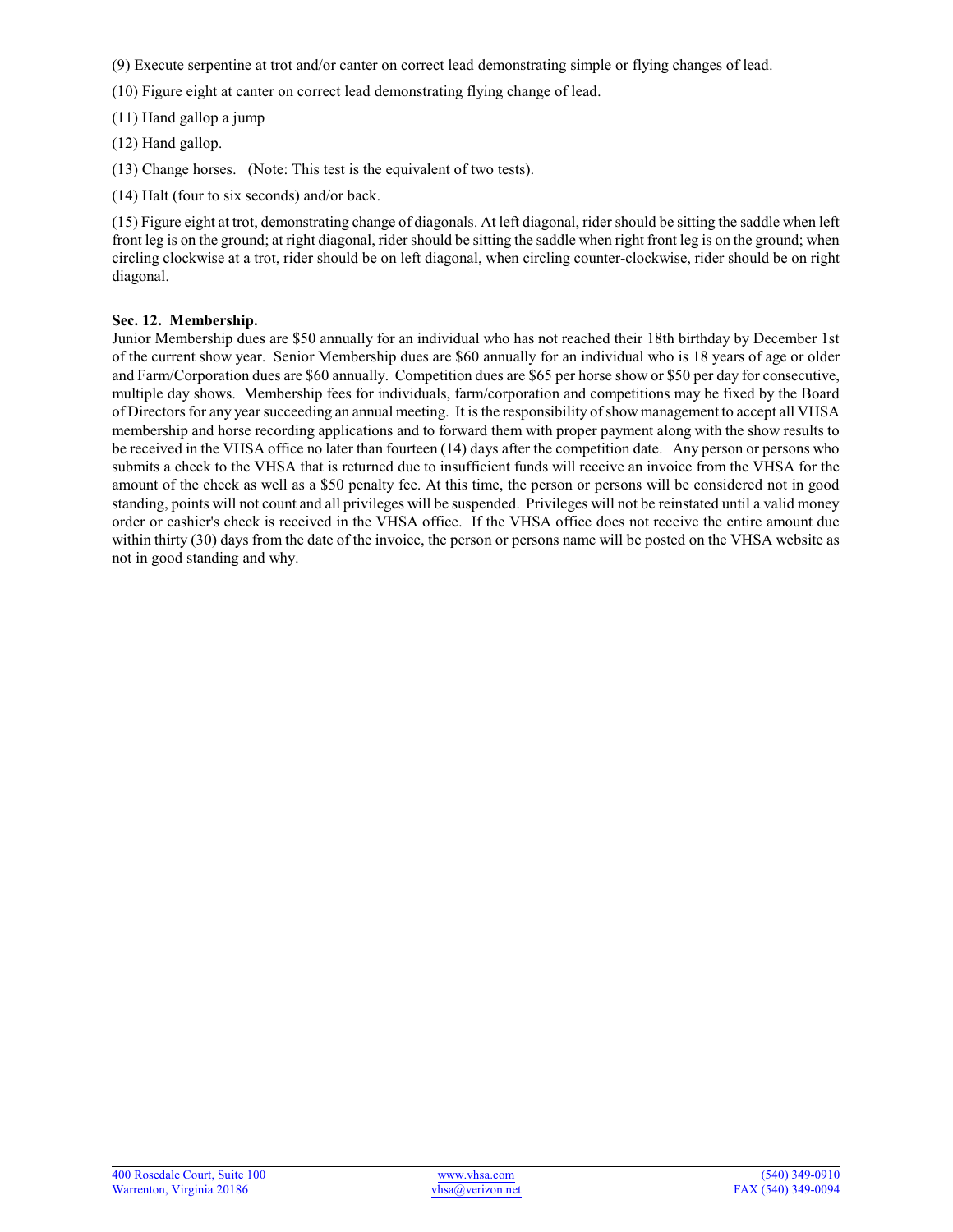(9) Execute serpentine at trot and/or canter on correct lead demonstrating simple or flying changes of lead.

(10) Figure eight at canter on correct lead demonstrating flying change of lead.

(11) Hand gallop a jump

(12) Hand gallop.

(13) Change horses. (Note: This test is the equivalent of two tests).

(14) Halt (four to six seconds) and/or back.

(15) Figure eight at trot, demonstrating change of diagonals. At left diagonal, rider should be sitting the saddle when left front leg is on the ground; at right diagonal, rider should be sitting the saddle when right front leg is on the ground; when circling clockwise at a trot, rider should be on left diagonal, when circling counter-clockwise, rider should be on right diagonal.

**Sec. 12. Membership.**
Junior Membership dues are $50 annually for an individual who has not reached their 18th birthday by December 1st of the current show year. Senior Membership dues are $60 annually for an individual who is 18 years of age or older and Farm/Corporation dues are $60 annually. Competition dues are $65 per horse show or $50 per day for consecutive, multiple day shows. Membership fees for individuals, farm/corporation and competitions may be fixed by the Board of Directors for any year succeeding an annual meeting. It is the responsibility of show management to accept all VHSA membership and horse recording applications and to forward them with proper payment along with the show results to be received in the VHSA office no later than fourteen (14) days after the competition date. Any person or persons who submits a check to the VHSA that is returned due to insufficient funds will receive an invoice from the VHSA for the amount of the check as well as a $50 penalty fee. At this time, the person or persons will be considered not in good standing, points will not count and all privileges will be suspended. Privileges will not be reinstated until a valid money order or cashier's check is received in the VHSA office. If the VHSA office does not receive the entire amount due within thirty (30) days from the date of the invoice, the person or persons name will be posted on the VHSA website as not in good standing and why.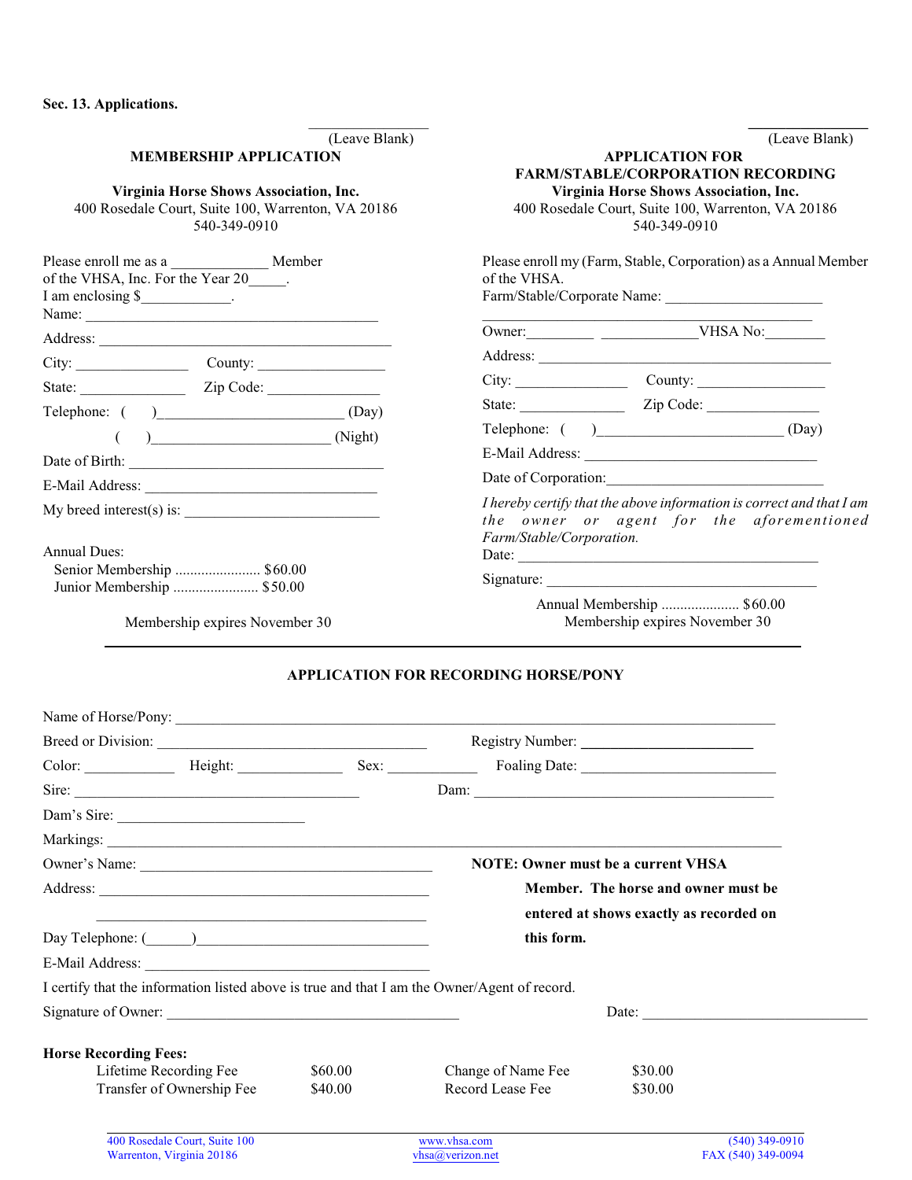**Sec. 13. Applications.**

_______________ (Leave Blank)

### MEMBERSHIP APPLICATION

**Virginia Horse Shows Association, Inc.**
400 Rosedale Court, Suite 100, Warrenton, VA 20186
540-349-0910

Please enroll me as a _____________ Member of the VHSA, Inc. For the Year 20_____.
I am enclosing $____________.
Name: ________________________________________
Address: ________________________________________
City: _______________ County: _________________
State: ______________ Zip Code: _______________
Telephone: ( )________________________ (Day)
( )________________________ (Night)
Date of Birth: ___________________________________
E-Mail Address: _________________________________
My breed interest(s) is: ___________________________

Annual Dues:
Senior Membership ....................... $60.00
Junior Membership ....................... $50.00

Membership expires November 30

_______________ (Leave Blank)

### APPLICATION FOR FARM/STABLE/CORPORATION RECORDING

**Virginia Horse Shows Association, Inc.**
400 Rosedale Court, Suite 100, Warrenton, VA 20186
540-349-0910

Please enroll my (Farm, Stable, Corporation) as a Annual Member of the VHSA.
Farm/Stable/Corporate Name: _____________________
_________________________________________________
Owner:_________ _____________VHSA No:________
Address: ________________________________________
City: _______________ County: _________________
State: ______________ Zip Code: _______________
Telephone: ( )________________________ (Day)
E-Mail Address: _________________________________
Date of Corporation:_____________________________

*I hereby certify that the above information is correct and that I am the owner or agent for the aforementioned Farm/Stable/Corporation.*
Date: __________________________________________
Signature: ______________________________________

Annual Membership ..................... $60.00
Membership expires November 30

---

### APPLICATION FOR RECORDING HORSE/PONY

Name of Horse/Pony: ____________________________________________________________
Breed or Division: ___________________________ Registry Number: ________________________
Color: ____________ Height: ______________ Sex: ____________ Foaling Date: ___________________________
Sire: ________________________________________ Dam: __________________________________________
Dam's Sire: _________________________
Markings: ______________________________________________________________________________
Owner's Name: __________________________________________
Address: ________________________________________________
________________________________________________
Day Telephone: (______)_______________________________
E-Mail Address: __________________________________________

**NOTE: Owner must be a current VHSA Member. The horse and owner must be entered at shows exactly as recorded on this form.**

I certify that the information listed above is true and that I am the Owner/Agent of record.
Signature of Owner: ________________________________________ Date: ______________________________

**Horse Recording Fees:**

| | | | |
|---|---|---|---|
| Lifetime Recording Fee | $60.00 | Change of Name Fee | $30.00 |
| Transfer of Ownership Fee | $40.00 | Record Lease Fee | $30.00 |

400 Rosedale Court, Suite 100
Warrenton, Virginia 20186
www.vhsa.com
vhsa@verizon.net
(540) 349-0910
FAX (540) 349-0094